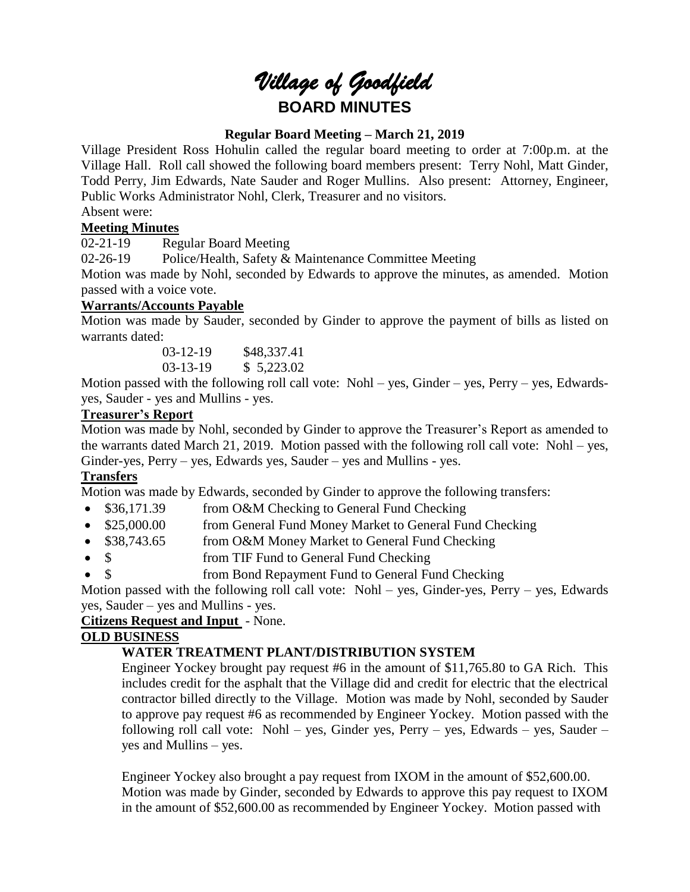# *Village of Goodfield*

## BOARD MINUTES

### Regular Board Meeting – March 21, 2019

Village President Ross Hohulin called the regular board meeting to order at 7:00p.m. at the Village Hall. Roll call showed the following board members present: Terry Nohl, Matt Ginder, Todd Perry, Jim Edwards, Nate Sauder and Roger Mullins. Also present: Attorney, Engineer, Public Works Administrator Nohl, Clerk, Treasurer and no visitors.

Absent were:

**Meeting Minutes**

02-21-19 Regular Board Meeting

02-26-19 Police/Health, Safety & Maintenance Committee Meeting

Motion was made by Nohl, seconded by Edwards to approve the minutes, as amended. Motion passed with a voice vote.

**Warrants/Accounts Payable**

Motion was made by Sauder, seconded by Ginder to approve the payment of bills as listed on warrants dated:

03-12-19 $48,337.41

03-13-19 $ 5,223.02

Motion passed with the following roll call vote: Nohl – yes, Ginder – yes, Perry – yes, Edwards-yes, Sauder - yes and Mullins - yes.

**Treasurer's Report**

Motion was made by Nohl, seconded by Ginder to approve the Treasurer's Report as amended to the warrants dated March 21, 2019. Motion passed with the following roll call vote: Nohl – yes, Ginder-yes, Perry – yes, Edwards yes, Sauder – yes and Mullins - yes.

**Transfers**

Motion was made by Edwards, seconded by Ginder to approve the following transfers:

- $36,171.39 from O&M Checking to General Fund Checking
- $25,000.00 from General Fund Money Market to General Fund Checking
- $38,743.65 from O&M Money Market to General Fund Checking
- $ from TIF Fund to General Fund Checking
- $ from Bond Repayment Fund to General Fund Checking

Motion passed with the following roll call vote: Nohl – yes, Ginder-yes, Perry – yes, Edwards yes, Sauder – yes and Mullins - yes.

**Citizens Request and Input** - None.

**OLD BUSINESS**

**WATER TREATMENT PLANT/DISTRIBUTION SYSTEM**

Engineer Yockey brought pay request #6 in the amount of $11,765.80 to GA Rich. This includes credit for the asphalt that the Village did and credit for electric that the electrical contractor billed directly to the Village. Motion was made by Nohl, seconded by Sauder to approve pay request #6 as recommended by Engineer Yockey. Motion passed with the following roll call vote: Nohl – yes, Ginder yes, Perry – yes, Edwards – yes, Sauder – yes and Mullins – yes.

Engineer Yockey also brought a pay request from IXOM in the amount of $52,600.00. Motion was made by Ginder, seconded by Edwards to approve this pay request to IXOM in the amount of $52,600.00 as recommended by Engineer Yockey. Motion passed with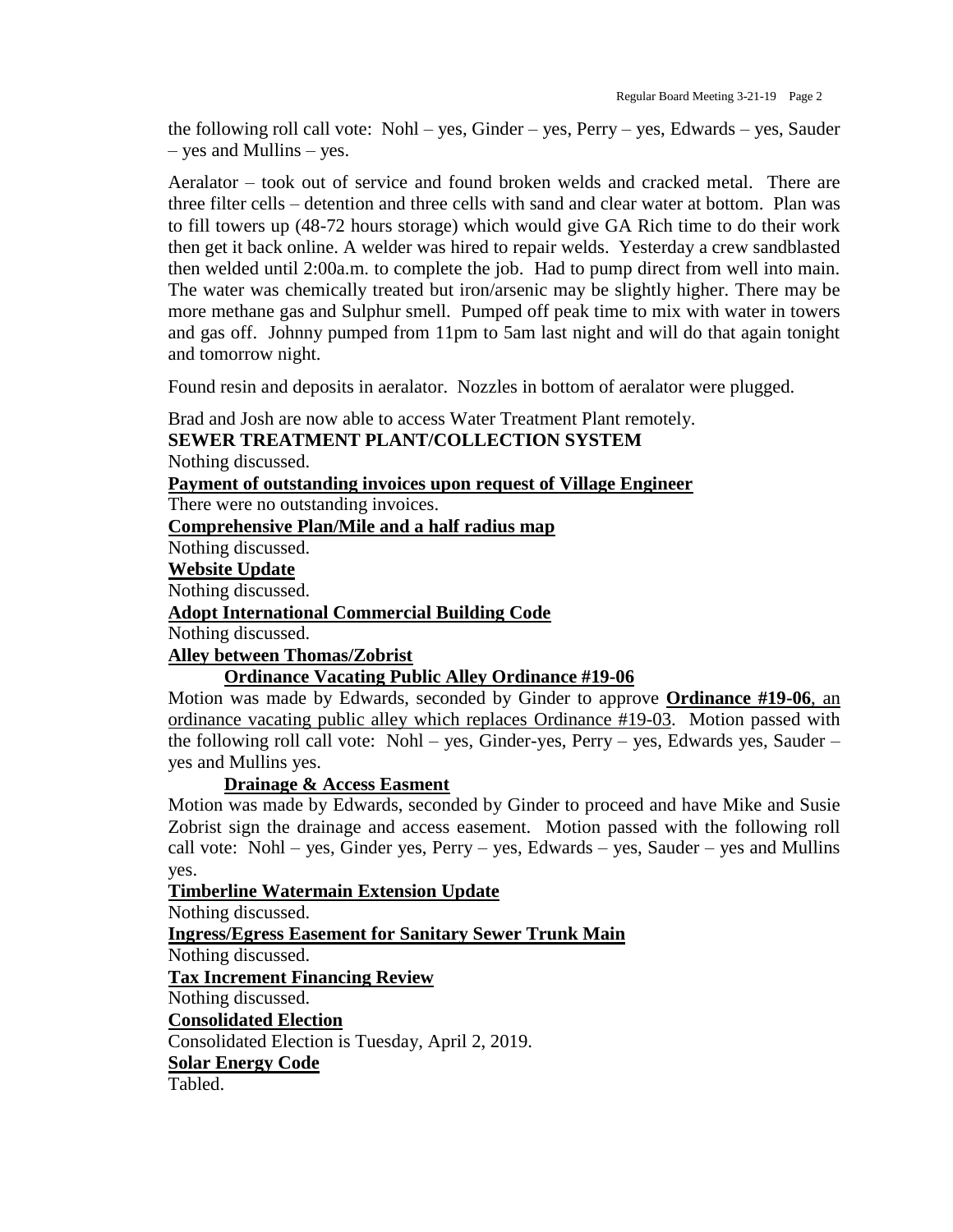the following roll call vote: Nohl – yes, Ginder – yes, Perry – yes, Edwards – yes, Sauder – yes and Mullins – yes.

Aeralator – took out of service and found broken welds and cracked metal. There are three filter cells – detention and three cells with sand and clear water at bottom. Plan was to fill towers up (48-72 hours storage) which would give GA Rich time to do their work then get it back online. A welder was hired to repair welds. Yesterday a crew sandblasted then welded until 2:00a.m. to complete the job. Had to pump direct from well into main. The water was chemically treated but iron/arsenic may be slightly higher. There may be more methane gas and Sulphur smell. Pumped off peak time to mix with water in towers and gas off. Johnny pumped from 11pm to 5am last night and will do that again tonight and tomorrow night.

Found resin and deposits in aeralator. Nozzles in bottom of aeralator were plugged.

Brad and Josh are now able to access Water Treatment Plant remotely.

**SEWER TREATMENT PLANT/COLLECTION SYSTEM**

Nothing discussed.

**Payment of outstanding invoices upon request of Village Engineer**

There were no outstanding invoices.

**Comprehensive Plan/Mile and a half radius map**

Nothing discussed.

**Website Update**

Nothing discussed.

**Adopt International Commercial Building Code**

Nothing discussed.

**Alley between Thomas/Zobrist**

**Ordinance Vacating Public Alley Ordinance #19-06**

Motion was made by Edwards, seconded by Ginder to approve **Ordinance #19-06**, an ordinance vacating public alley which replaces Ordinance #19-03. Motion passed with the following roll call vote: Nohl – yes, Ginder-yes, Perry – yes, Edwards yes, Sauder – yes and Mullins yes.

**Drainage & Access Easment**

Motion was made by Edwards, seconded by Ginder to proceed and have Mike and Susie Zobrist sign the drainage and access easement. Motion passed with the following roll call vote: Nohl – yes, Ginder yes, Perry – yes, Edwards – yes, Sauder – yes and Mullins yes.

**Timberline Watermain Extension Update**

Nothing discussed.

**Ingress/Egress Easement for Sanitary Sewer Trunk Main**

Nothing discussed.

**Tax Increment Financing Review**

Nothing discussed.

**Consolidated Election**

Consolidated Election is Tuesday, April 2, 2019.

**Solar Energy Code**

Tabled.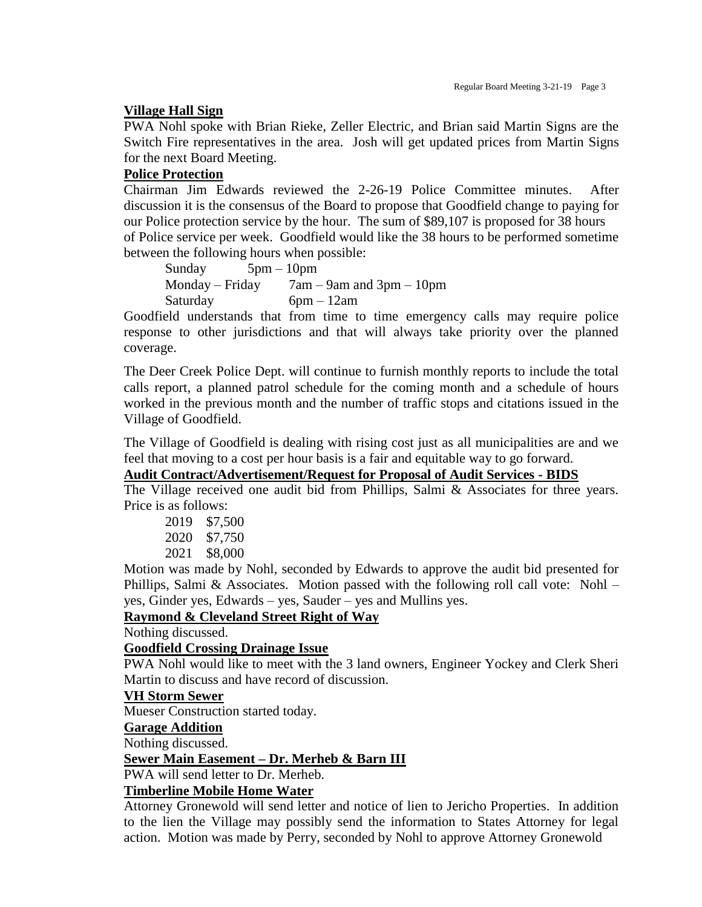**Village Hall Sign**

PWA Nohl spoke with Brian Rieke, Zeller Electric, and Brian said Martin Signs are the Switch Fire representatives in the area. Josh will get updated prices from Martin Signs for the next Board Meeting.

**Police Protection**

Chairman Jim Edwards reviewed the 2-26-19 Police Committee minutes. After discussion it is the consensus of the Board to propose that Goodfield change to paying for our Police protection service by the hour. The sum of $89,107 is proposed for 38 hours of Police service per week. Goodfield would like the 38 hours to be performed sometime between the following hours when possible:

Sunday 5pm – 10pm
Monday – Friday 7am – 9am and 3pm – 10pm
Saturday 6pm – 12am

Goodfield understands that from time to time emergency calls may require police response to other jurisdictions and that will always take priority over the planned coverage.

The Deer Creek Police Dept. will continue to furnish monthly reports to include the total calls report, a planned patrol schedule for the coming month and a schedule of hours worked in the previous month and the number of traffic stops and citations issued in the Village of Goodfield.

The Village of Goodfield is dealing with rising cost just as all municipalities are and we feel that moving to a cost per hour basis is a fair and equitable way to go forward.

**Audit Contract/Advertisement/Request for Proposal of Audit Services - BIDS**

The Village received one audit bid from Phillips, Salmi & Associates for three years. Price is as follows:

2019 $7,500
2020 $7,750
2021 $8,000

Motion was made by Nohl, seconded by Edwards to approve the audit bid presented for Phillips, Salmi & Associates. Motion passed with the following roll call vote: Nohl – yes, Ginder yes, Edwards – yes, Sauder – yes and Mullins yes.

**Raymond & Cleveland Street Right of Way**

Nothing discussed.

**Goodfield Crossing Drainage Issue**

PWA Nohl would like to meet with the 3 land owners, Engineer Yockey and Clerk Sheri Martin to discuss and have record of discussion.

**VH Storm Sewer**

Mueser Construction started today.

**Garage Addition**

Nothing discussed.

**Sewer Main Easement – Dr. Merheb & Barn III**

PWA will send letter to Dr. Merheb.

**Timberline Mobile Home Water**

Attorney Gronewold will send letter and notice of lien to Jericho Properties. In addition to the lien the Village may possibly send the information to States Attorney for legal action. Motion was made by Perry, seconded by Nohl to approve Attorney Gronewold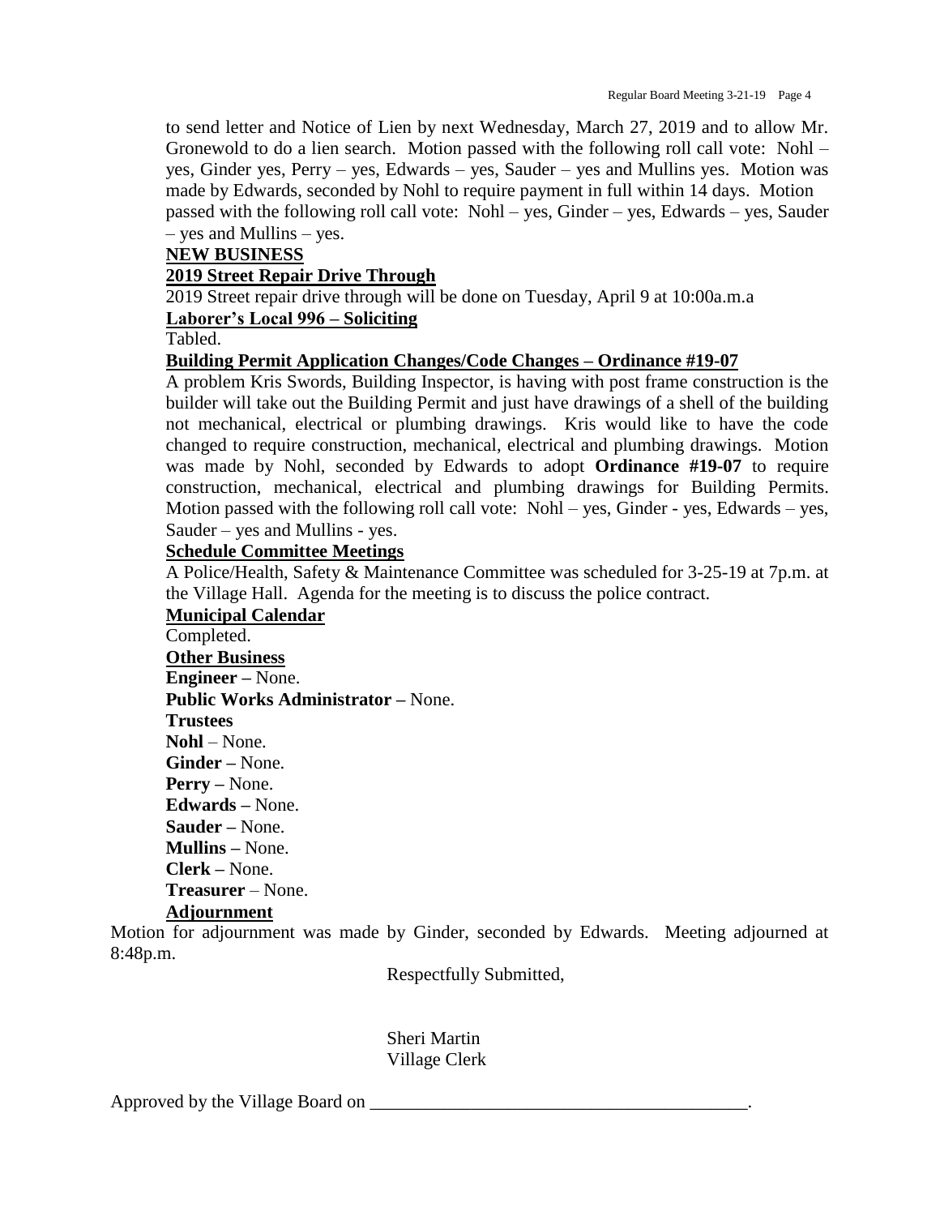to send letter and Notice of Lien by next Wednesday, March 27, 2019 and to allow Mr. Gronewold to do a lien search. Motion passed with the following roll call vote: Nohl – yes, Ginder yes, Perry – yes, Edwards – yes, Sauder – yes and Mullins yes. Motion was made by Edwards, seconded by Nohl to require payment in full within 14 days. Motion passed with the following roll call vote: Nohl – yes, Ginder – yes, Edwards – yes, Sauder – yes and Mullins – yes.

**NEW BUSINESS**

**2019 Street Repair Drive Through**

2019 Street repair drive through will be done on Tuesday, April 9 at 10:00a.m.a

**Laborer's Local 996 – Soliciting**

Tabled.

**Building Permit Application Changes/Code Changes – Ordinance #19-07**

A problem Kris Swords, Building Inspector, is having with post frame construction is the builder will take out the Building Permit and just have drawings of a shell of the building not mechanical, electrical or plumbing drawings. Kris would like to have the code changed to require construction, mechanical, electrical and plumbing drawings. Motion was made by Nohl, seconded by Edwards to adopt **Ordinance #19-07** to require construction, mechanical, electrical and plumbing drawings for Building Permits. Motion passed with the following roll call vote: Nohl – yes, Ginder - yes, Edwards – yes, Sauder – yes and Mullins - yes.

**Schedule Committee Meetings**

A Police/Health, Safety & Maintenance Committee was scheduled for 3-25-19 at 7p.m. at the Village Hall. Agenda for the meeting is to discuss the police contract.

**Municipal Calendar**

Completed.

**Other Business**

**Engineer –** None.

**Public Works Administrator –** None.

**Trustees**

**Nohl** – None.

**Ginder –** None.

**Perry –** None.

**Edwards –** None.

**Sauder –** None.

**Mullins –** None.

**Clerk –** None.

**Treasurer** – None.

**Adjournment**

Motion for adjournment was made by Ginder, seconded by Edwards. Meeting adjourned at 8:48p.m.

Respectfully Submitted,

Sheri Martin
Village Clerk

Approved by the Village Board on \_\_\_\_\_\_\_\_\_\_\_\_\_\_\_\_\_\_\_\_\_\_\_\_\_\_\_\_\_\_\_\_\_\_\_\_\_\_\_\_.